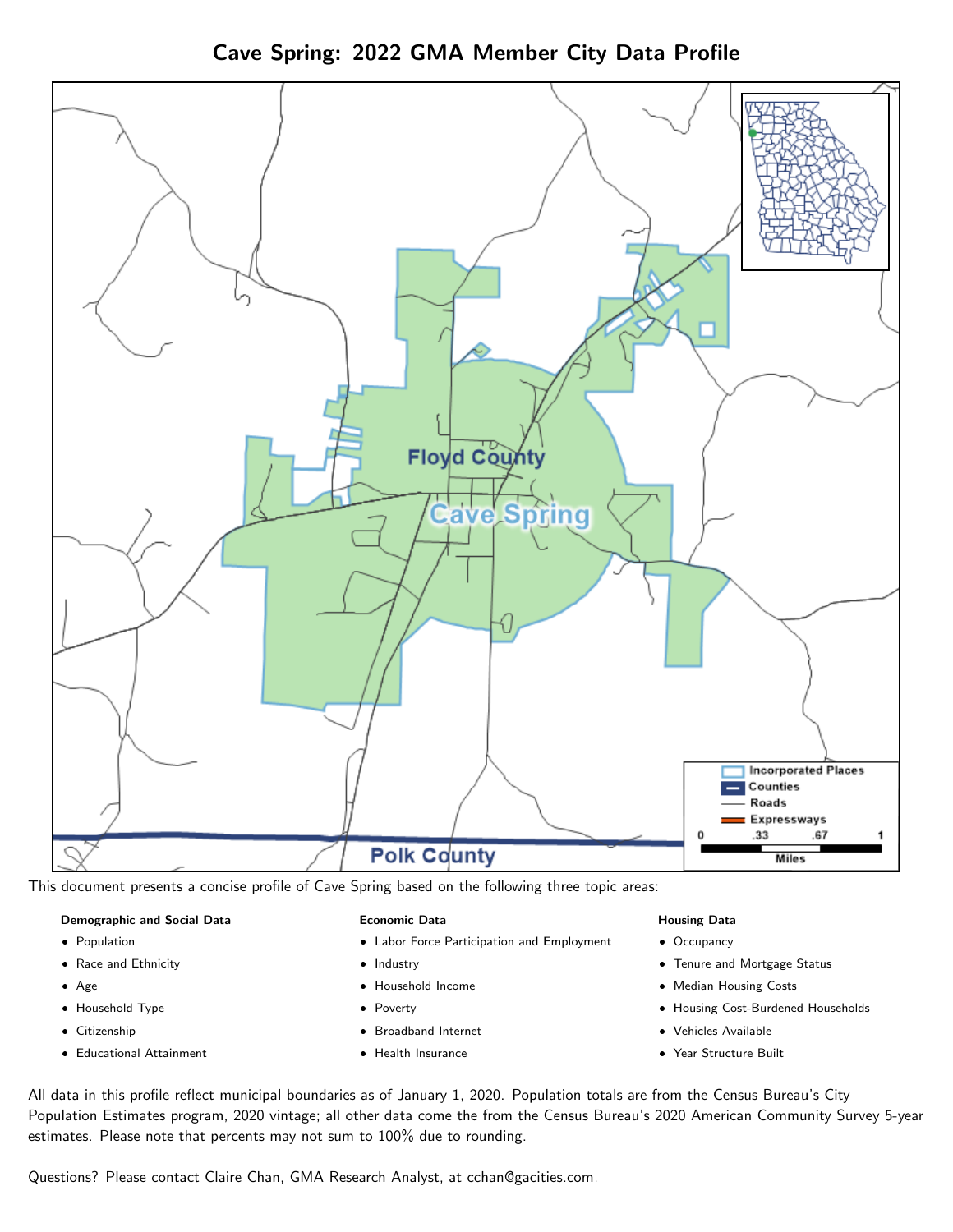# Cave Spring: 2022 GMA Member City Data Profile

This document presents a concise profile of Cave Spring based on the following three topic areas:

**Demographic and Social Data**

- Population
- Race and Ethnicity
- Age
- Household Type
- Citizenship
- Educational Attainment

**Economic Data**

- Labor Force Participation and Employment
- Industry
- Household Income
- Poverty
- Broadband Internet
- Health Insurance

**Housing Data**

- Occupancy
- Tenure and Mortgage Status
- Median Housing Costs
- Housing Cost-Burdened Households
- Vehicles Available
- Year Structure Built

All data in this profile reflect municipal boundaries as of January 1, 2020. Population totals are from the Census Bureau's City Population Estimates program, 2020 vintage; all other data come the from the Census Bureau's 2020 American Community Survey 5-year estimates. Please note that percents may not sum to 100% due to rounding.

Questions? Please contact Claire Chan, GMA Research Analyst, at cchan@gacities.com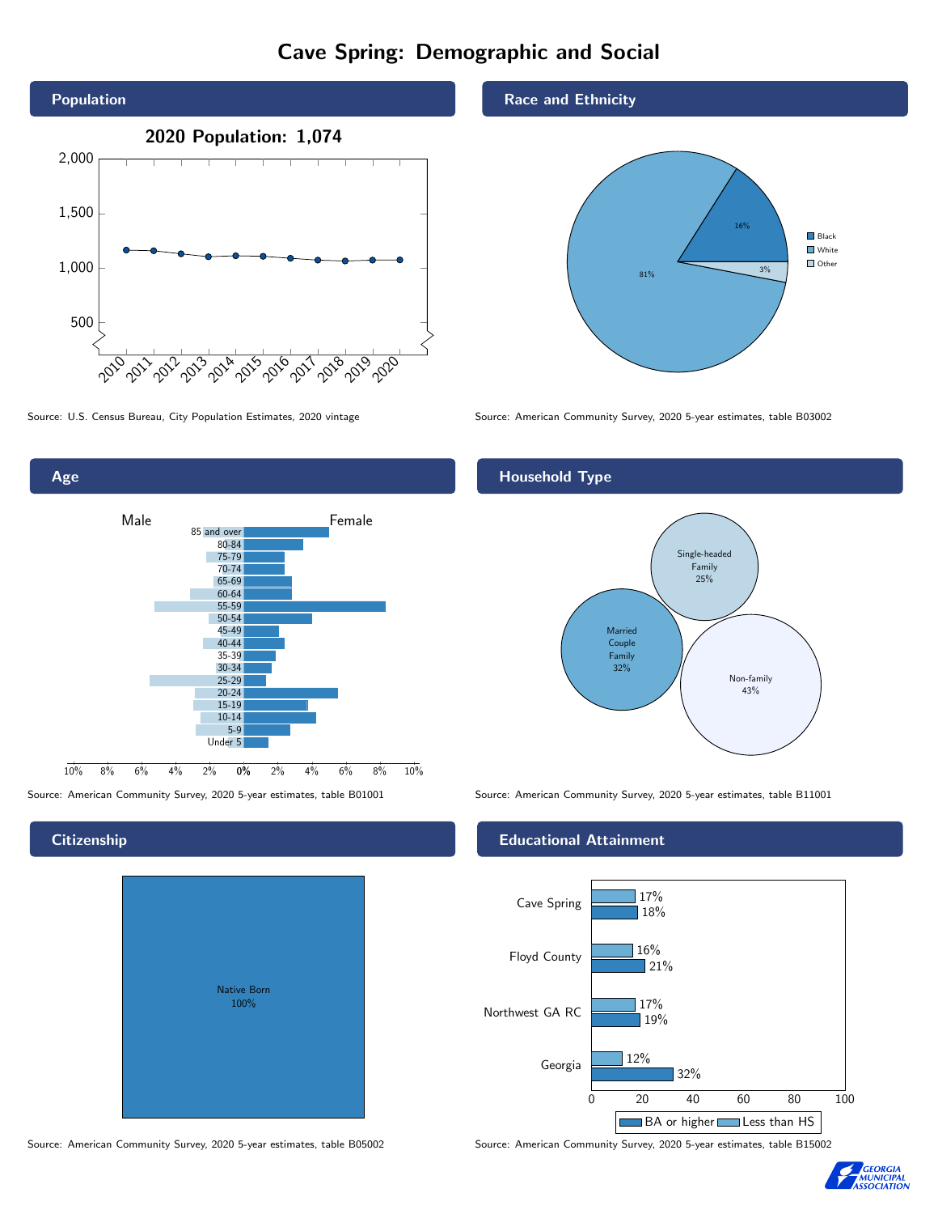# Cave Spring: Demographic and Social

## Population

**2020 Population: 1,074**

Source: U.S. Census Bureau, City Population Estimates, 2020 vintage

## Race and Ethnicity

| Race | Percent |
|---|---|
| Black | 16% |
| White | 81% |
| Other | 3% |

Source: American Community Survey, 2020 5-year estimates, table B03002

## Age

Source: American Community Survey, 2020 5-year estimates, table B01001

## Household Type

| Household Type | Percent |
|---|---|
| Single-headed Family | 25% |
| Married Couple Family | 32% |
| Non-family | 43% |

Source: American Community Survey, 2020 5-year estimates, table B11001

## Citizenship

| Citizenship | Percent |
|---|---|
| Native Born | 100% |

Source: American Community Survey, 2020 5-year estimates, table B05002

## Educational Attainment

| Area | Less than HS | BA or higher |
|---|---|---|
| Cave Spring | 17% | 18% |
| Floyd County | 16% | 21% |
| Northwest GA RC | 17% | 19% |
| Georgia | 12% | 32% |

Source: American Community Survey, 2020 5-year estimates, table B15002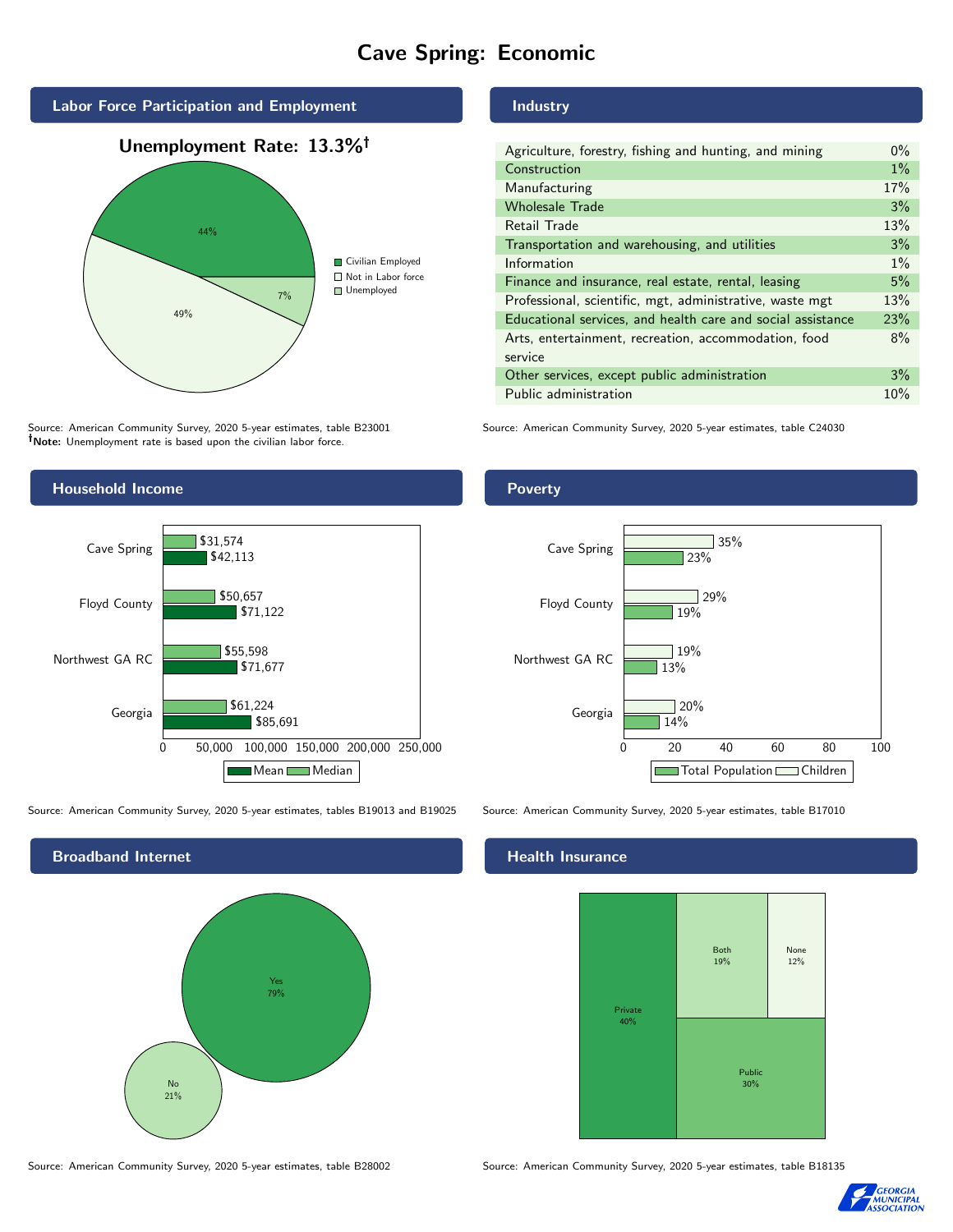# Cave Spring: Economic

## Labor Force Participation and Employment

**Unemployment Rate: 13.3%†**

| Category | Percent |
|---|---|
| Civilian Employed | 44% |
| Not in Labor force | 49% |
| Unemployed | 7% |

Source: American Community Survey, 2020 5-year estimates, table B23001
†**Note:** Unemployment rate is based upon the civilian labor force.

## Industry

| Industry | Percent |
|---|---|
| Agriculture, forestry, fishing and hunting, and mining | 0% |
| Construction | 1% |
| Manufacturing | 17% |
| Wholesale Trade | 3% |
| Retail Trade | 13% |
| Transportation and warehousing, and utilities | 3% |
| Information | 1% |
| Finance and insurance, real estate, rental, leasing | 5% |
| Professional, scientific, mgt, administrative, waste mgt | 13% |
| Educational services, and health care and social assistance | 23% |
| Arts, entertainment, recreation, accommodation, food service | 8% |
| Other services, except public administration | 3% |
| Public administration | 10% |

Source: American Community Survey, 2020 5-year estimates, table C24030

## Household Income

| Area | Median | Mean |
|---|---|---|
| Cave Spring | $31,574 | $42,113 |
| Floyd County | $50,657 | $71,122 |
| Northwest GA RC | $55,598 | $71,677 |
| Georgia | $61,224 | $85,691 |

Source: American Community Survey, 2020 5-year estimates, tables B19013 and B19025

## Poverty

| Area | Children | Total Population |
|---|---|---|
| Cave Spring | 35% | 23% |
| Floyd County | 29% | 19% |
| Northwest GA RC | 19% | 13% |
| Georgia | 20% | 14% |

Source: American Community Survey, 2020 5-year estimates, table B17010

## Broadband Internet

| Response | Percent |
|---|---|
| Yes | 79% |
| No | 21% |

Source: American Community Survey, 2020 5-year estimates, table B28002

## Health Insurance

| Type | Percent |
|---|---|
| Private | 40% |
| Both | 19% |
| None | 12% |
| Public | 30% |

Source: American Community Survey, 2020 5-year estimates, table B18135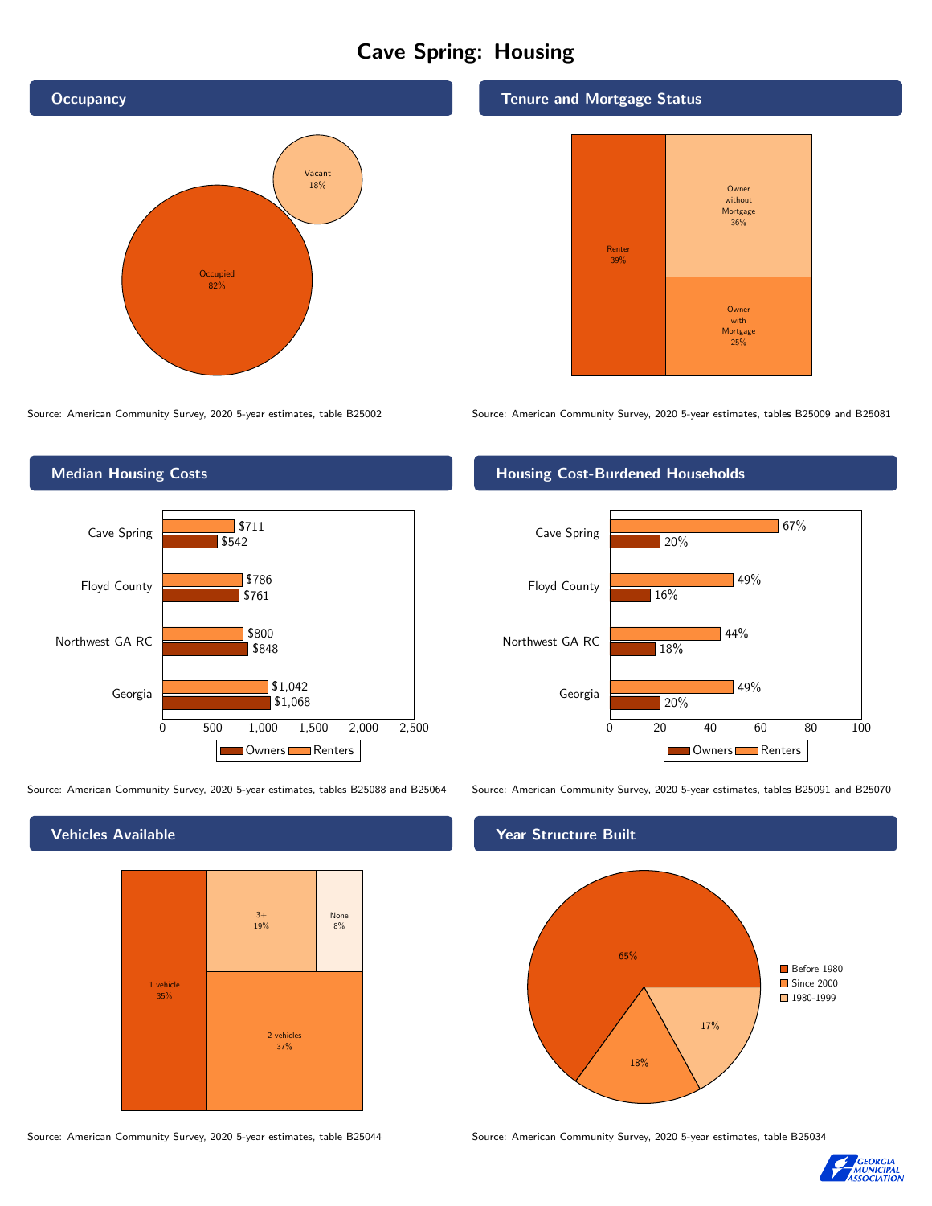# Cave Spring: Housing

## Occupancy

Vacant
18%

Occupied
82%

Source: American Community Survey, 2020 5-year estimates, table B25002

## Tenure and Mortgage Status

Renter
39%

Owner without Mortgage
36%

Owner with Mortgage
25%

Source: American Community Survey, 2020 5-year estimates, tables B25009 and B25081

## Median Housing Costs

Cave Spring
$711
$542

Floyd County
$786
$761

Northwest GA RC
$800
$848

Georgia
$1,042
$1,068

0 500 1,000 1,500 2,000 2,500

Owners Renters

Source: American Community Survey, 2020 5-year estimates, tables B25088 and B25064

## Housing Cost-Burdened Households

Cave Spring
67%
20%

Floyd County
49%
16%

Northwest GA RC
44%
18%

Georgia
49%
20%

0 20 40 60 80 100

Owners Renters

Source: American Community Survey, 2020 5-year estimates, tables B25091 and B25070

## Vehicles Available

1 vehicle
35%

3+
19%

None
8%

2 vehicles
37%

Source: American Community Survey, 2020 5-year estimates, table B25044

## Year Structure Built

65%

18%

17%

Before 1980
Since 2000
1980-1999

Source: American Community Survey, 2020 5-year estimates, table B25034